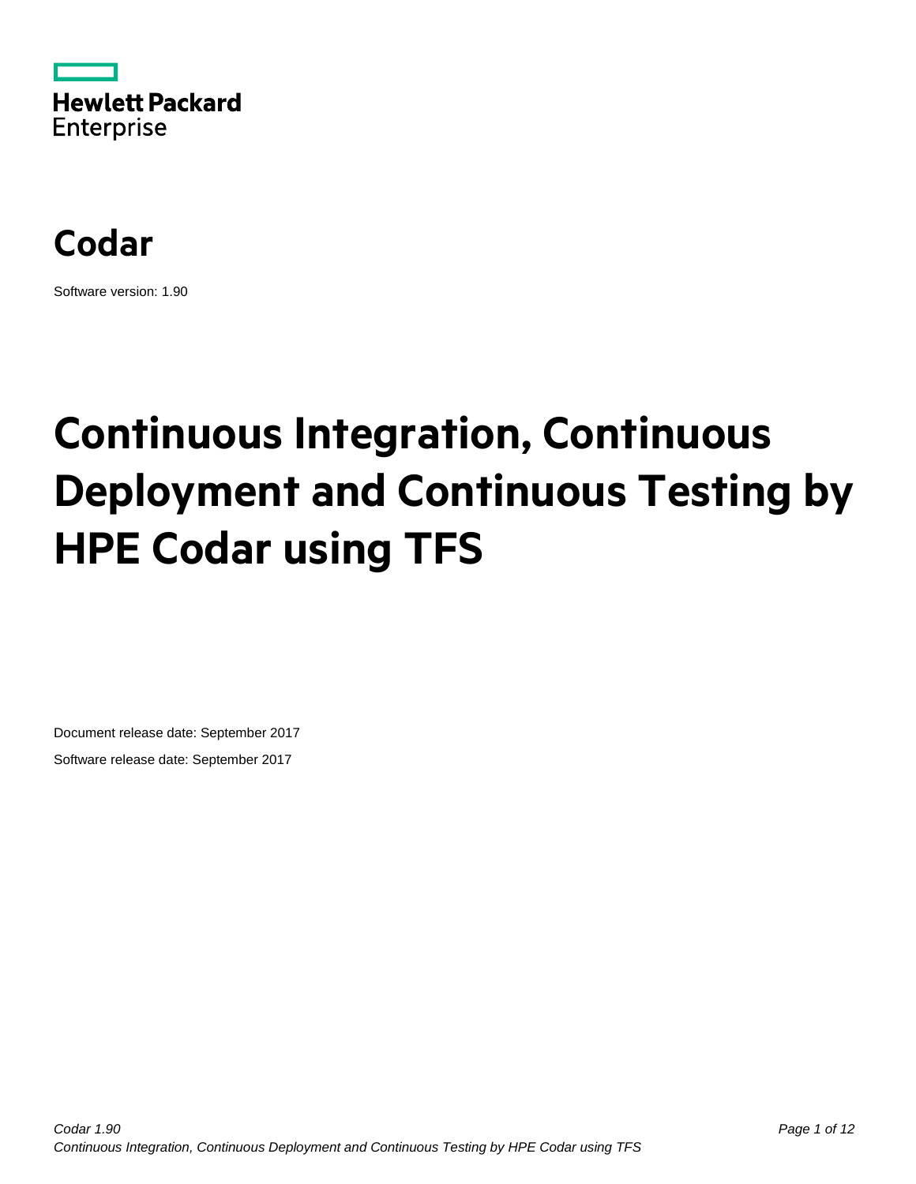Hewlett Packard
Enterprise

# Codar

Software version: 1.90

# Continuous Integration, Continuous Deployment and Continuous Testing by HPE Codar using TFS

Document release date: September 2017

Software release date: September 2017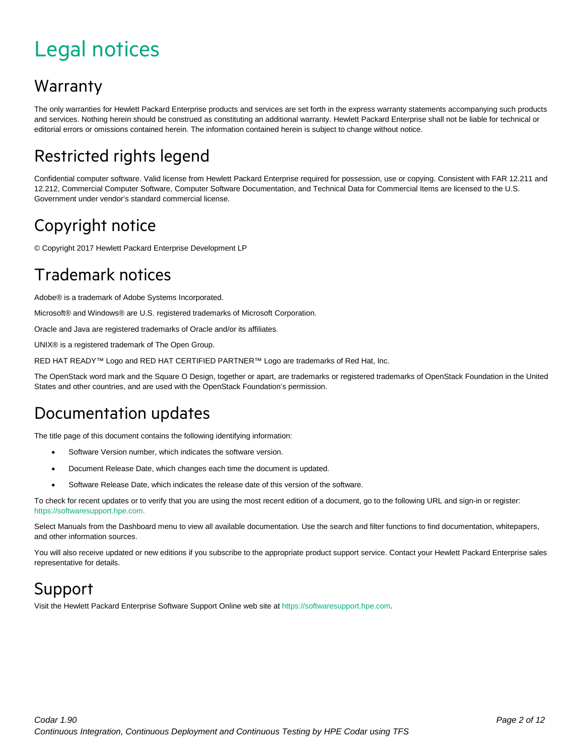# Legal notices

## Warranty

The only warranties for Hewlett Packard Enterprise products and services are set forth in the express warranty statements accompanying such products and services. Nothing herein should be construed as constituting an additional warranty. Hewlett Packard Enterprise shall not be liable for technical or editorial errors or omissions contained herein. The information contained herein is subject to change without notice.

## Restricted rights legend

Confidential computer software. Valid license from Hewlett Packard Enterprise required for possession, use or copying. Consistent with FAR 12.211 and 12.212, Commercial Computer Software, Computer Software Documentation, and Technical Data for Commercial Items are licensed to the U.S. Government under vendor's standard commercial license.

## Copyright notice

© Copyright 2017 Hewlett Packard Enterprise Development LP

## Trademark notices

Adobe® is a trademark of Adobe Systems Incorporated.

Microsoft® and Windows® are U.S. registered trademarks of Microsoft Corporation.

Oracle and Java are registered trademarks of Oracle and/or its affiliates.

UNIX® is a registered trademark of The Open Group.

RED HAT READY™ Logo and RED HAT CERTIFIED PARTNER™ Logo are trademarks of Red Hat, Inc.

The OpenStack word mark and the Square O Design, together or apart, are trademarks or registered trademarks of OpenStack Foundation in the United States and other countries, and are used with the OpenStack Foundation's permission.

## Documentation updates

The title page of this document contains the following identifying information:

- Software Version number, which indicates the software version.
- Document Release Date, which changes each time the document is updated.
- Software Release Date, which indicates the release date of this version of the software.

To check for recent updates or to verify that you are using the most recent edition of a document, go to the following URL and sign-in or register: https://softwaresupport.hpe.com.

Select Manuals from the Dashboard menu to view all available documentation. Use the search and filter functions to find documentation, whitepapers, and other information sources.

You will also receive updated or new editions if you subscribe to the appropriate product support service. Contact your Hewlett Packard Enterprise sales representative for details.

## Support

Visit the Hewlett Packard Enterprise Software Support Online web site at https://softwaresupport.hpe.com.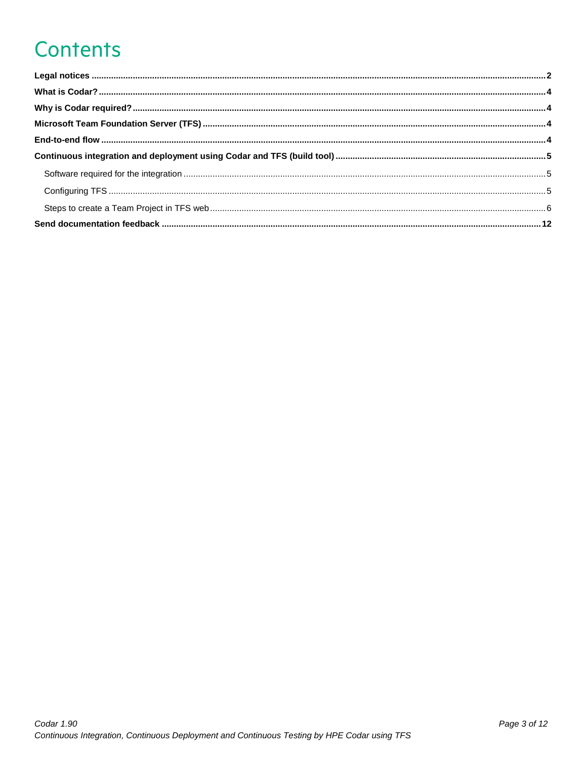# Contents

**Legal notices** ..... **2**

**What is Codar?** ..... **4**

**Why is Codar required?** ..... **4**

**Microsoft Team Foundation Server (TFS)** ..... **4**

**End-to-end flow** ..... **4**

**Continuous integration and deployment using Codar and TFS (build tool)** ..... **5**

- Software required for the integration ..... 5
- Configuring TFS ..... 5
- Steps to create a Team Project in TFS web ..... 6

**Send documentation feedback** ..... **12**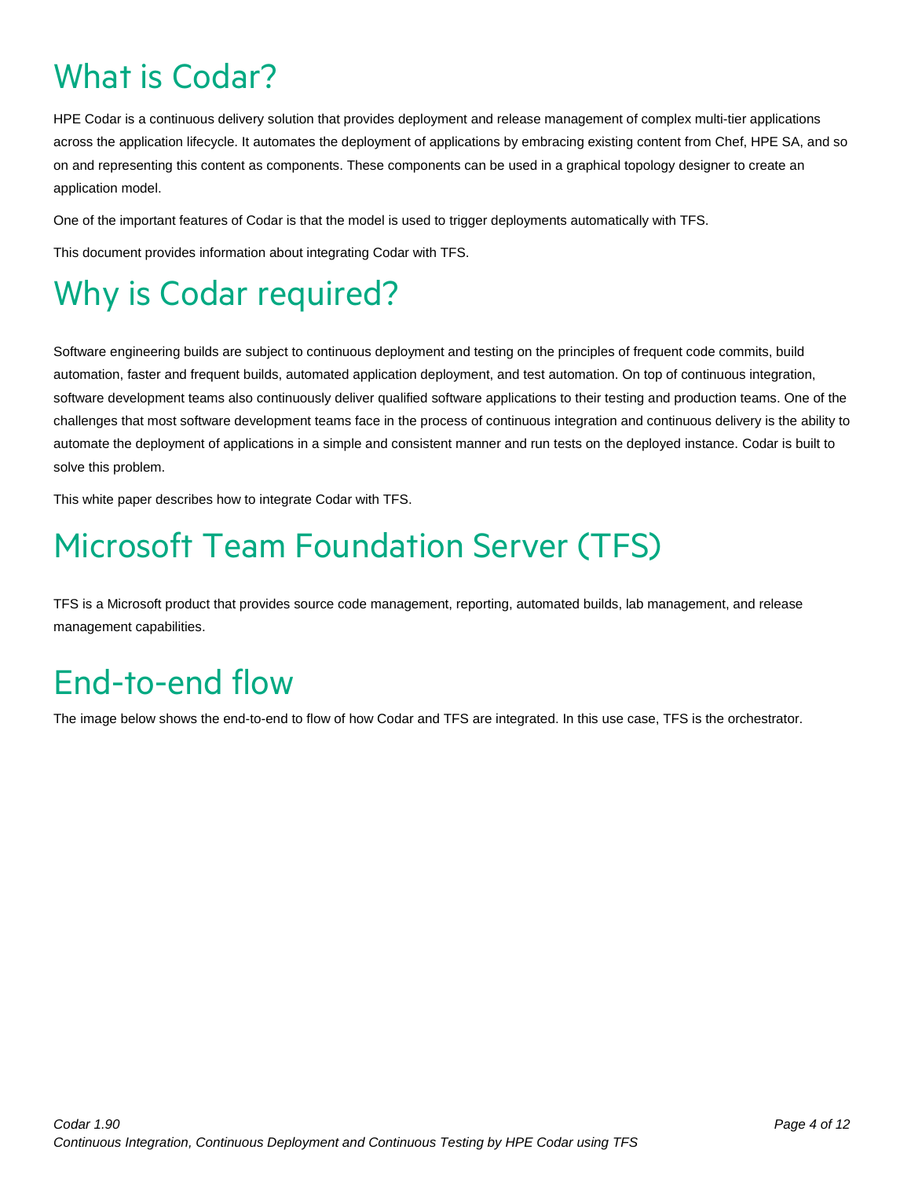# What is Codar?

HPE Codar is a continuous delivery solution that provides deployment and release management of complex multi-tier applications across the application lifecycle. It automates the deployment of applications by embracing existing content from Chef, HPE SA, and so on and representing this content as components. These components can be used in a graphical topology designer to create an application model.

One of the important features of Codar is that the model is used to trigger deployments automatically with TFS.

This document provides information about integrating Codar with TFS.

# Why is Codar required?

Software engineering builds are subject to continuous deployment and testing on the principles of frequent code commits, build automation, faster and frequent builds, automated application deployment, and test automation. On top of continuous integration, software development teams also continuously deliver qualified software applications to their testing and production teams. One of the challenges that most software development teams face in the process of continuous integration and continuous delivery is the ability to automate the deployment of applications in a simple and consistent manner and run tests on the deployed instance. Codar is built to solve this problem.

This white paper describes how to integrate Codar with TFS.

# Microsoft Team Foundation Server (TFS)

TFS is a Microsoft product that provides source code management, reporting, automated builds, lab management, and release management capabilities.

# End-to-end flow

The image below shows the end-to-end to flow of how Codar and TFS are integrated. In this use case, TFS is the orchestrator.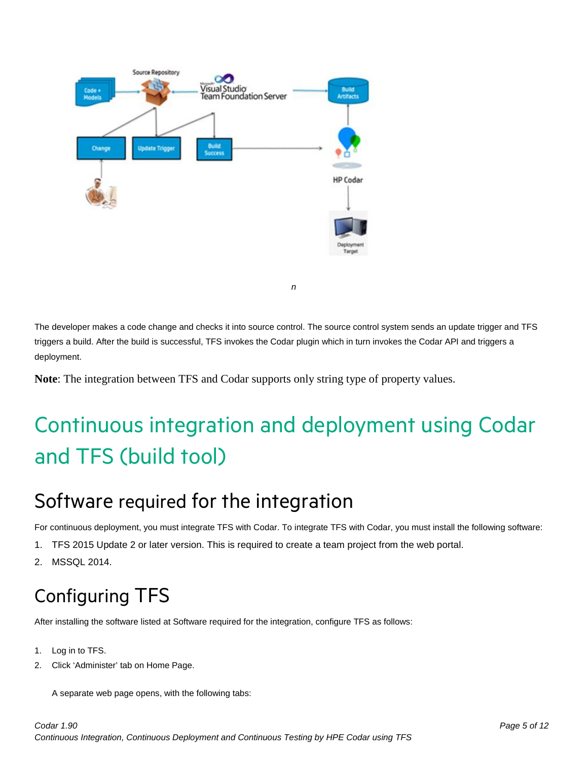*n*

The developer makes a code change and checks it into source control. The source control system sends an update trigger and TFS triggers a build. After the build is successful, TFS invokes the Codar plugin which in turn invokes the Codar API and triggers a deployment.

**Note**: The integration between TFS and Codar supports only string type of property values.

# Continuous integration and deployment using Codar and TFS (build tool)

## Software required for the integration

For continuous deployment, you must integrate TFS with Codar. To integrate TFS with Codar, you must install the following software:

1. TFS 2015 Update 2 or later version. This is required to create a team project from the web portal.
2. MSSQL 2014.

## Configuring TFS

After installing the software listed at Software required for the integration, configure TFS as follows:

1. Log in to TFS.
2. Click 'Administer' tab on Home Page.

   A separate web page opens, with the following tabs: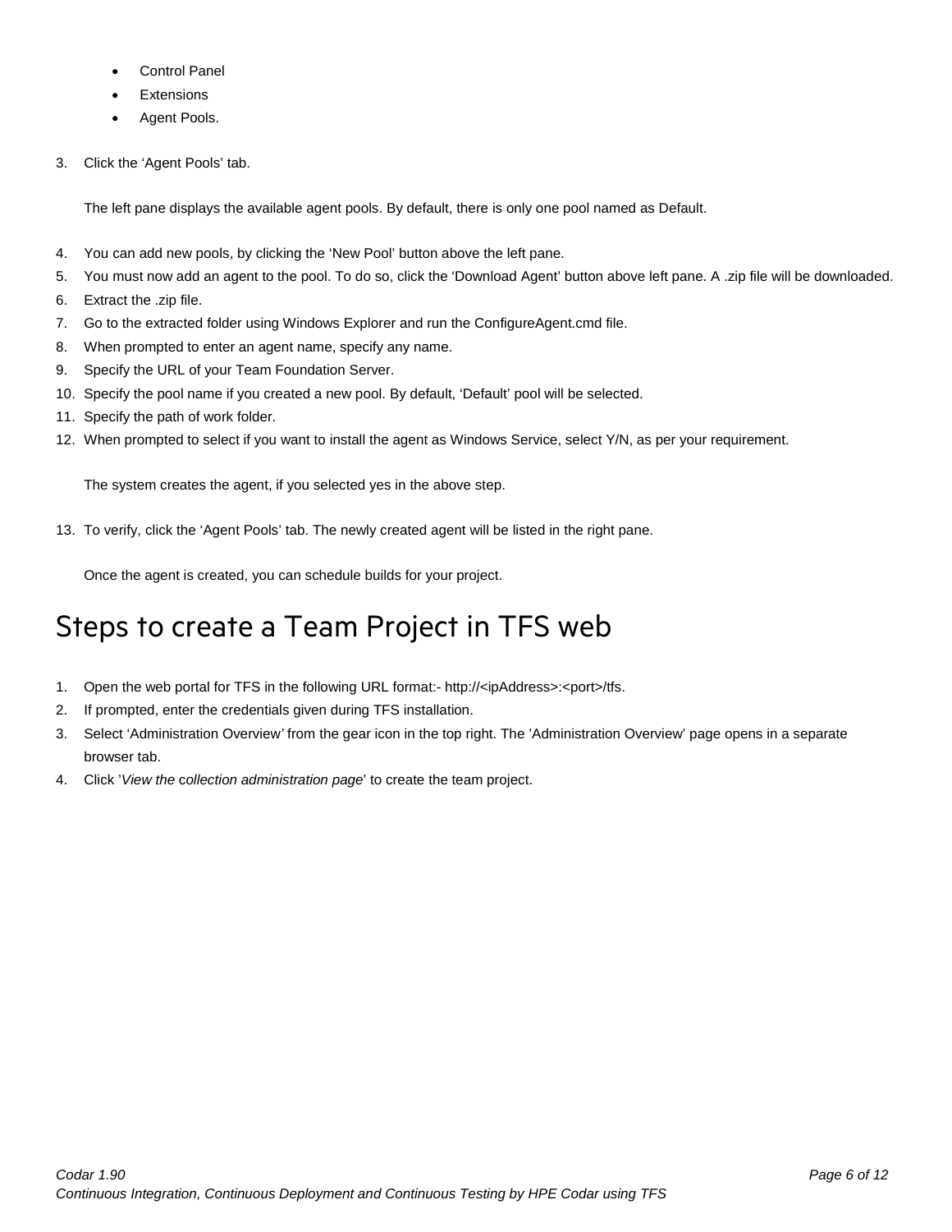- Control Panel
- Extensions
- Agent Pools.

3. Click the ‘Agent Pools’ tab.

   The left pane displays the available agent pools. By default, there is only one pool named as Default.

4. You can add new pools, by clicking the ‘New Pool’ button above the left pane.
5. You must now add an agent to the pool. To do so, click the ‘Download Agent’ button above left pane. A .zip file will be downloaded.
6. Extract the .zip file.
7. Go to the extracted folder using Windows Explorer and run the ConfigureAgent.cmd file.
8. When prompted to enter an agent name, specify any name.
9. Specify the URL of your Team Foundation Server.
10. Specify the pool name if you created a new pool. By default, ‘Default’ pool will be selected.
11. Specify the path of work folder.
12. When prompted to select if you want to install the agent as Windows Service, select Y/N, as per your requirement.

    The system creates the agent, if you selected yes in the above step.

13. To verify, click the ‘Agent Pools’ tab. The newly created agent will be listed in the right pane.

    Once the agent is created, you can schedule builds for your project.

# Steps to create a Team Project in TFS web

1. Open the web portal for TFS in the following URL format:- http://<ipAddress>:<port>/tfs.
2. If prompted, enter the credentials given during TFS installation.
3. Select ‘Administration Overview*’* from the gear icon in the top right. The ’Administration Overview’ page opens in a separate browser tab.
4. Click ’*View the collection administration page*’ to create the team project.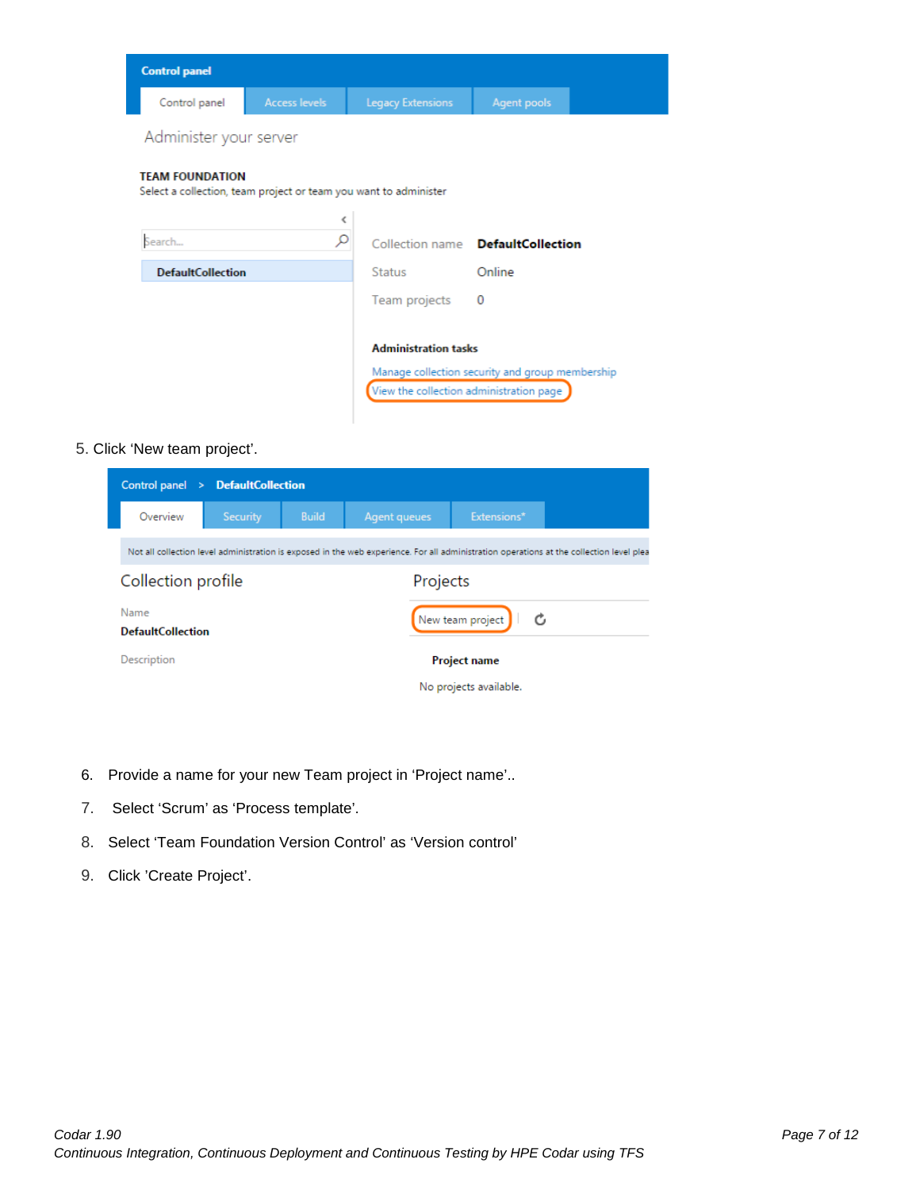5. Click ‘New team project’.

6. Provide a name for your new Team project in ‘Project name’..
7. Select ‘Scrum’ as ‘Process template’.
8. Select ‘Team Foundation Version Control’ as ‘Version control’
9. Click ’Create Project’.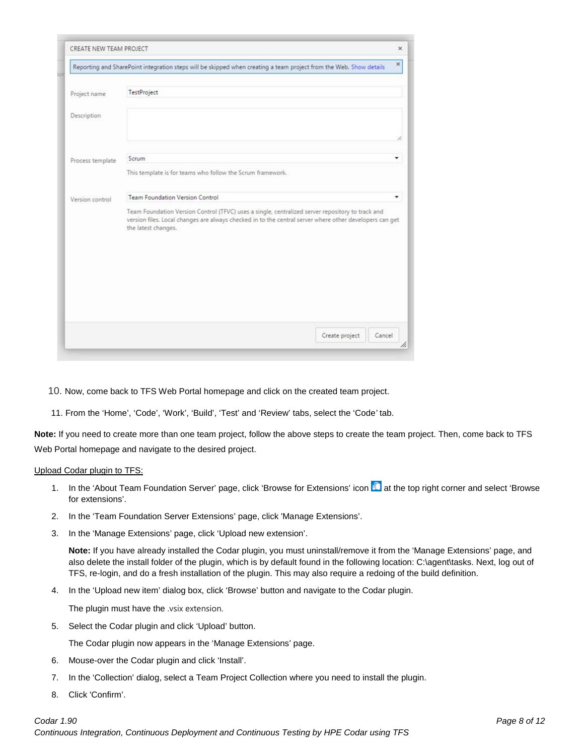10. Now, come back to TFS Web Portal homepage and click on the created team project.

11. From the 'Home', 'Code', 'Work', 'Build', 'Test' and 'Review' tabs, select the 'Code' tab.

**Note:** If you need to create more than one team project, follow the above steps to create the team project. Then, come back to TFS Web Portal homepage and navigate to the desired project.

<u>Upload Codar plugin to TFS:</u>

1. In the 'About Team Foundation Server' page, click 'Browse for Extensions' icon at the top right corner and select 'Browse for extensions'.

2. In the 'Team Foundation Server Extensions' page, click 'Manage Extensions'.

3. In the 'Manage Extensions' page, click 'Upload new extension'.

   **Note:** If you have already installed the Codar plugin, you must uninstall/remove it from the 'Manage Extensions' page, and also delete the install folder of the plugin, which is by default found in the following location: C:\agent\tasks. Next, log out of TFS, re-login, and do a fresh installation of the plugin. This may also require a redoing of the build definition.

4. In the 'Upload new item' dialog box, click 'Browse' button and navigate to the Codar plugin.

   The plugin must have the .vsix extension.

5. Select the Codar plugin and click 'Upload' button.

   The Codar plugin now appears in the 'Manage Extensions' page.

6. Mouse-over the Codar plugin and click 'Install'.

7. In the 'Collection' dialog, select a Team Project Collection where you need to install the plugin.

8. Click 'Confirm'.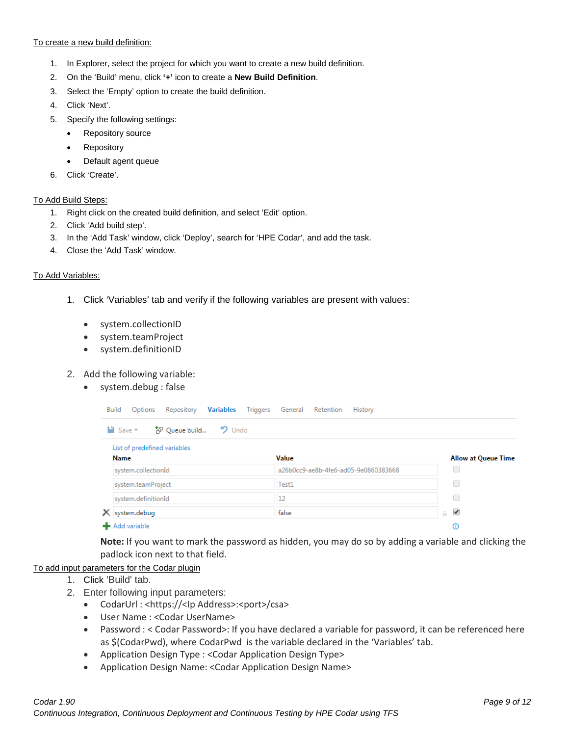To create a new build definition:

1. In Explorer, select the project for which you want to create a new build definition.
2. On the 'Build' menu, click **'+'** icon to create a **New Build Definition**.
3. Select the 'Empty' option to create the build definition.
4. Click 'Next'.
5. Specify the following settings:
   - Repository source
   - Repository
   - Default agent queue
6. Click 'Create'.

To Add Build Steps:

1. Right click on the created build definition, and select 'Edit' option.
2. Click 'Add build step'.
3. In the 'Add Task' window, click 'Deploy', search for 'HPE Codar', and add the task.
4. Close the 'Add Task' window.

To Add Variables:

1. Click 'Variables' tab and verify if the following variables are present with values:
   - system.collectionID
   - system.teamProject
   - system.definitionID
2. Add the following variable:
   - system.debug : false

Build | Options | Repository | **Variables** | Triggers | General | Retention | History

Save | Queue build... | Undo

List of predefined variables

| Name | Value | Allow at Queue Time |
|---|---|---|
| system.collectionId | a26b0cc9-ae8b-4fe6-ad05-9e0860383668 | ☐ |
| system.teamProject | Test1 | ☐ |
| system.definitionId | 12 | ☐ |
| system.debug | false | ☑ |

Add variable

**Note:** If you want to mark the password as hidden, you may do so by adding a variable and clicking the padlock icon next to that field.

To add input parameters for the Codar plugin

1. Click 'Build' tab.
2. Enter following input parameters:
   - CodarUrl : <https://<Ip Address>:<port>/csa>
   - User Name : <Codar UserName>
   - Password : < Codar Password>: If you have declared a variable for password, it can be referenced here as $(CodarPwd), where CodarPwd is the variable declared in the 'Variables' tab.
   - Application Design Type : <Codar Application Design Type>
   - Application Design Name: <Codar Application Design Name>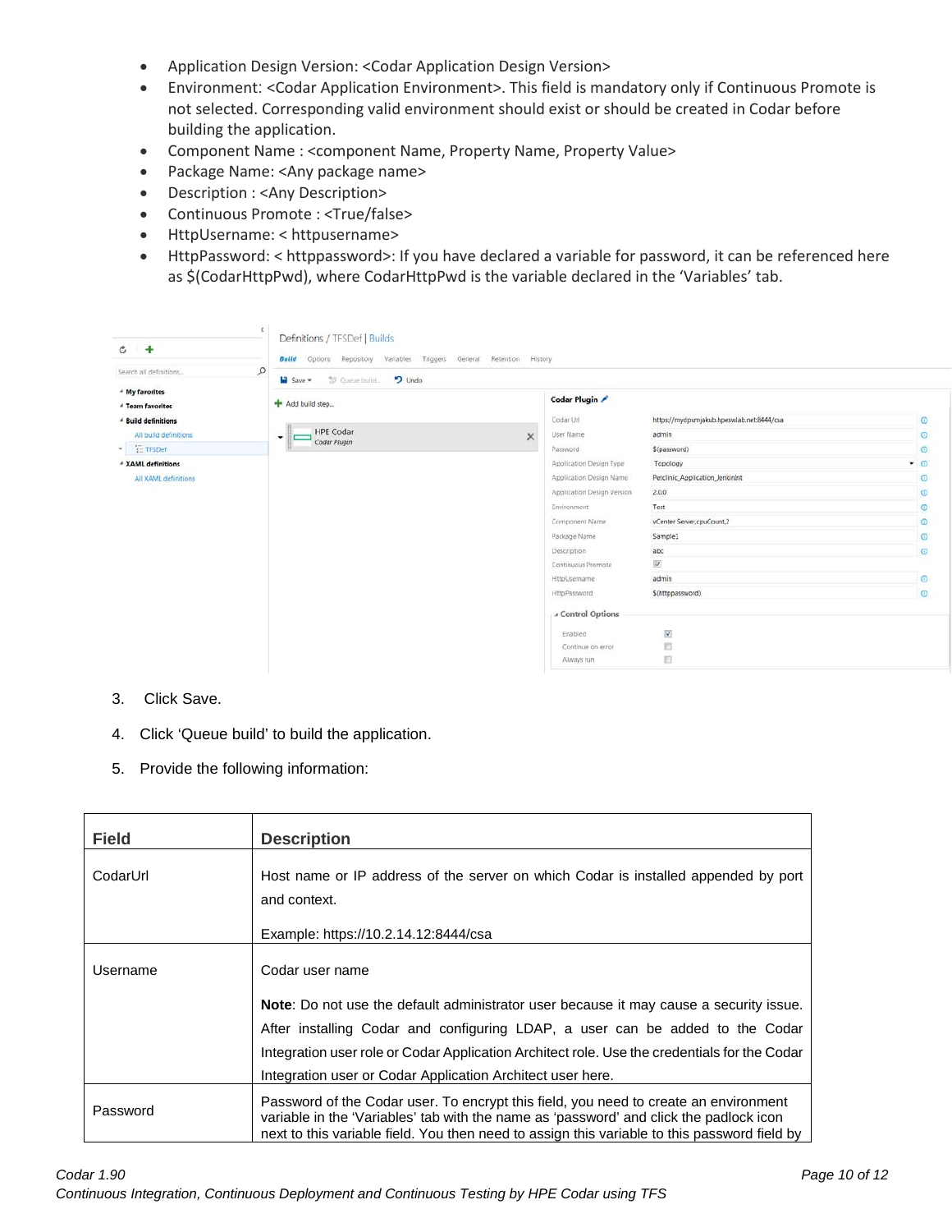- Application Design Version: <Codar Application Design Version>
- Environment: <Codar Application Environment>. This field is mandatory only if Continuous Promote is not selected. Corresponding valid environment should exist or should be created in Codar before building the application.
- Component Name : <component Name, Property Name, Property Value>
- Package Name: <Any package name>
- Description : <Any Description>
- Continuous Promote : <True/false>
- HttpUsername: < httpusername>
- HttpPassword: < httppassword>: If you have declared a variable for password, it can be referenced here as $(CodarHttpPwd), where CodarHttpPwd is the variable declared in the 'Variables' tab.

3. Click Save.
4. Click 'Queue build' to build the application.
5. Provide the following information:

| Field | Description |
|---|---|
| CodarUrl | Host name or IP address of the server on which Codar is installed appended by port and context.<br><br>Example: https://10.2.14.12:8444/csa |
| Username | Codar user name<br><br>**Note**: Do not use the default administrator user because it may cause a security issue. After installing Codar and configuring LDAP, a user can be added to the Codar Integration user role or Codar Application Architect role. Use the credentials for the Codar Integration user or Codar Application Architect user here. |
| Password | Password of the Codar user. To encrypt this field, you need to create an environment variable in the 'Variables' tab with the name as 'password' and click the padlock icon next to this variable field. You then need to assign this variable to this password field by |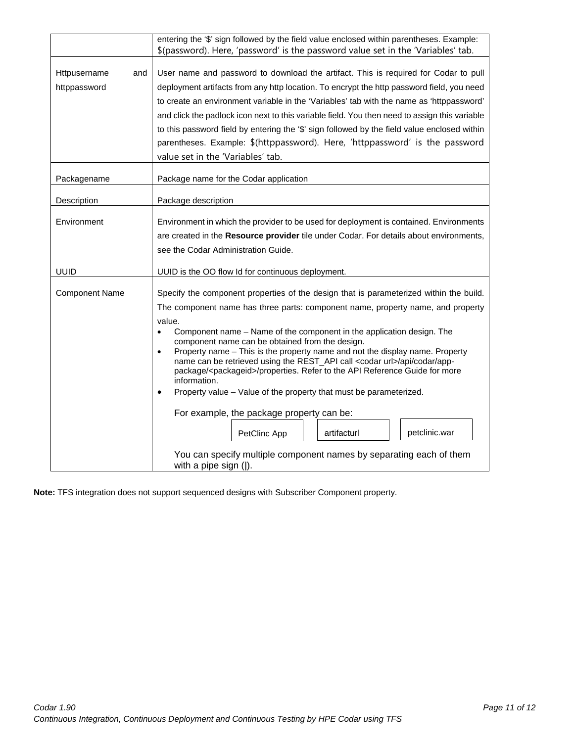| | |
|---|---|
| | entering the '$' sign followed by the field value enclosed within parentheses. Example: $(password). Here, 'password' is the password value set in the 'Variables' tab. |
| Httpusername and httppassword | User name and password to download the artifact. This is required for Codar to pull deployment artifacts from any http location. To encrypt the http password field, you need to create an environment variable in the 'Variables' tab with the name as 'httppassword' and click the padlock icon next to this variable field. You then need to assign this variable to this password field by entering the '$' sign followed by the field value enclosed within parentheses. Example: $(httppassword). Here, 'httppassword' is the password value set in the 'Variables' tab. |
| Packagename | Package name for the Codar application |
| Description | Package description |
| Environment | Environment in which the provider to be used for deployment is contained. Environments are created in the **Resource provider** tile under Codar. For details about environments, see the Codar Administration Guide. |
| UUID | UUID is the OO flow Id for continuous deployment. |
| Component Name | Specify the component properties of the design that is parameterized within the build. The component name has three parts: component name, property name, and property value.<br>• Component name – Name of the component in the application design. The component name can be obtained from the design.<br>• Property name – This is the property name and not the display name. Property name can be retrieved using the REST_API call <codar url>/api/codar/app-package/<packageid>/properties. Refer to the API Reference Guide for more information.<br>• Property value – Value of the property that must be parameterized.<br><br>For example, the package property can be:<br>PetClinc App \| artifacturl \| petclinic.war<br><br>You can specify multiple component names by separating each of them with a pipe sign (\|). |

**Note:** TFS integration does not support sequenced designs with Subscriber Component property.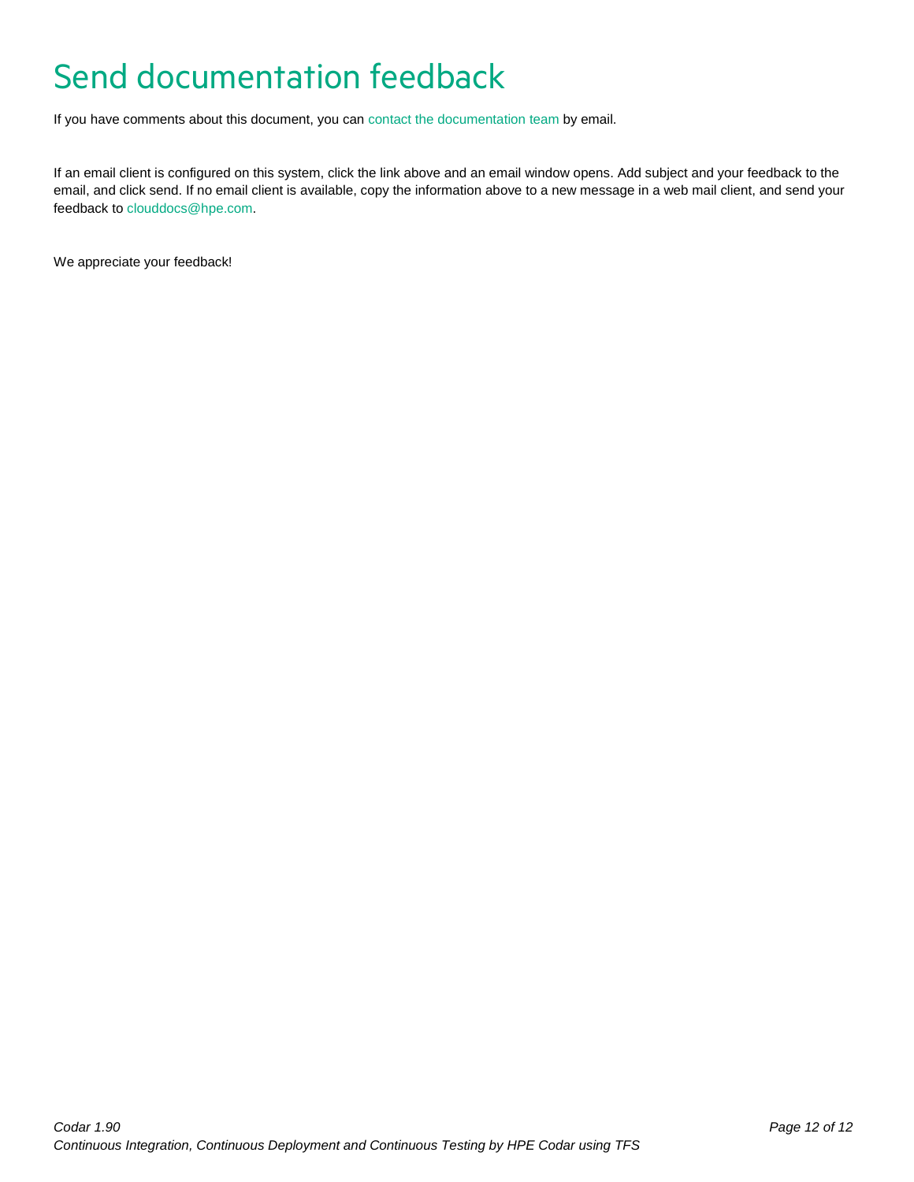# Send documentation feedback

If you have comments about this document, you can contact the documentation team by email.

If an email client is configured on this system, click the link above and an email window opens. Add subject and your feedback to the email, and click send. If no email client is available, copy the information above to a new message in a web mail client, and send your feedback to clouddocs@hpe.com.

We appreciate your feedback!